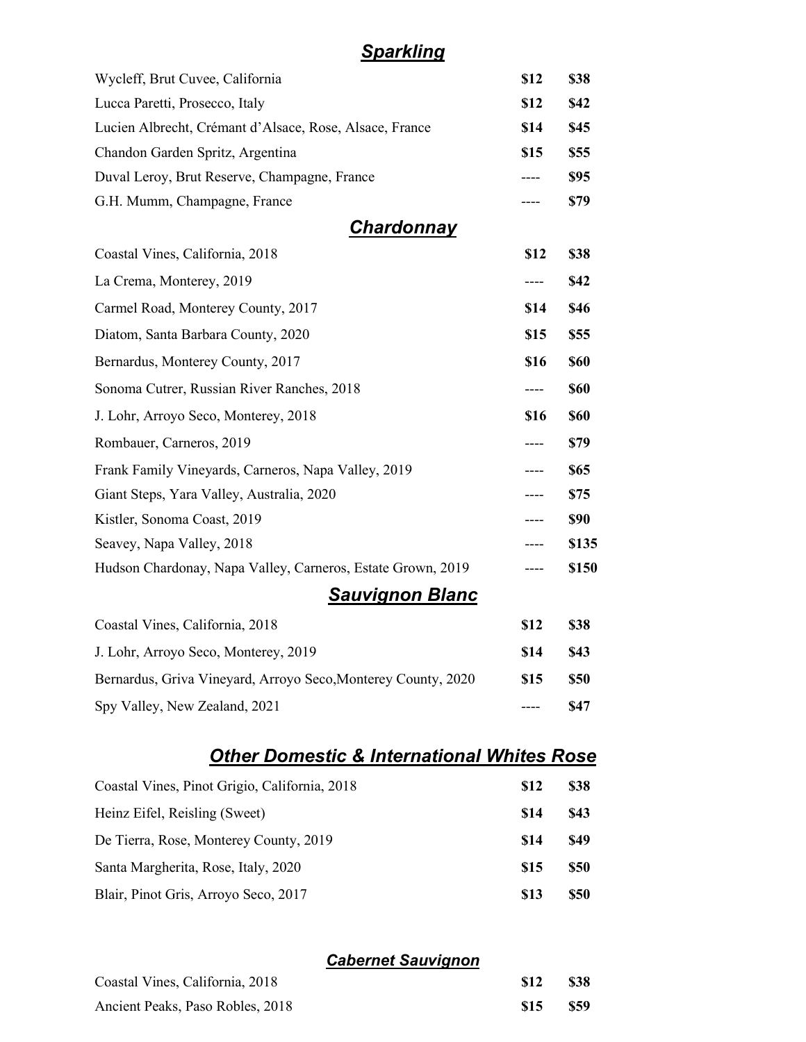## ***Sparkling***

| | | |
|---|---|---|
| Wycleff, Brut Cuvee, California | **$12** | **$38** |
| Lucca Paretti, Prosecco, Italy | **$12** | **$42** |
| Lucien Albrecht, Crémant d'Alsace, Rose, Alsace, France | **$14** | **$45** |
| Chandon Garden Spritz, Argentina | **$15** | **$55** |
| Duval Leroy, Brut Reserve, Champagne, France | ---- | **$95** |
| G.H. Mumm, Champagne, France | ---- | **$79** |

## ***Chardonnay***

| | | |
|---|---|---|
| Coastal Vines, California, 2018 | **$12** | **$38** |
| La Crema, Monterey, 2019 | ---- | **$42** |
| Carmel Road, Monterey County, 2017 | **$14** | **$46** |
| Diatom, Santa Barbara County, 2020 | **$15** | **$55** |
| Bernardus, Monterey County, 2017 | **$16** | **$60** |
| Sonoma Cutrer, Russian River Ranches, 2018 | ---- | **$60** |
| J. Lohr, Arroyo Seco, Monterey, 2018 | **$16** | **$60** |
| Rombauer, Carneros, 2019 | ---- | **$79** |
| Frank Family Vineyards, Carneros, Napa Valley, 2019 | ---- | **$65** |
| Giant Steps, Yara Valley, Australia, 2020 | ---- | **$75** |
| Kistler, Sonoma Coast, 2019 | ---- | **$90** |
| Seavey, Napa Valley, 2018 | ---- | **$135** |
| Hudson Chardonay, Napa Valley, Carneros, Estate Grown, 2019 | ---- | **$150** |

## ***Sauvignon Blanc***

| | | |
|---|---|---|
| Coastal Vines, California, 2018 | **$12** | **$38** |
| J. Lohr, Arroyo Seco, Monterey, 2019 | **$14** | **$43** |
| Bernardus, Griva Vineyard, Arroyo Seco,Monterey County, 2020 | **$15** | **$50** |
| Spy Valley, New Zealand, 2021 | ---- | **$47** |

## ***Other Domestic & International Whites Rose***

| | | |
|---|---|---|
| Coastal Vines, Pinot Grigio, California, 2018 | **$12** | **$38** |
| Heinz Eifel, Reisling (Sweet) | **$14** | **$43** |
| De Tierra, Rose, Monterey County, 2019 | **$14** | **$49** |
| Santa Margherita, Rose, Italy, 2020 | **$15** | **$50** |
| Blair, Pinot Gris, Arroyo Seco, 2017 | **$13** | **$50** |

### ***Cabernet Sauvignon***

| | | |
|---|---|---|
| Coastal Vines, California, 2018 | **$12** | **$38** |
| Ancient Peaks, Paso Robles, 2018 | **$15** | **$59** |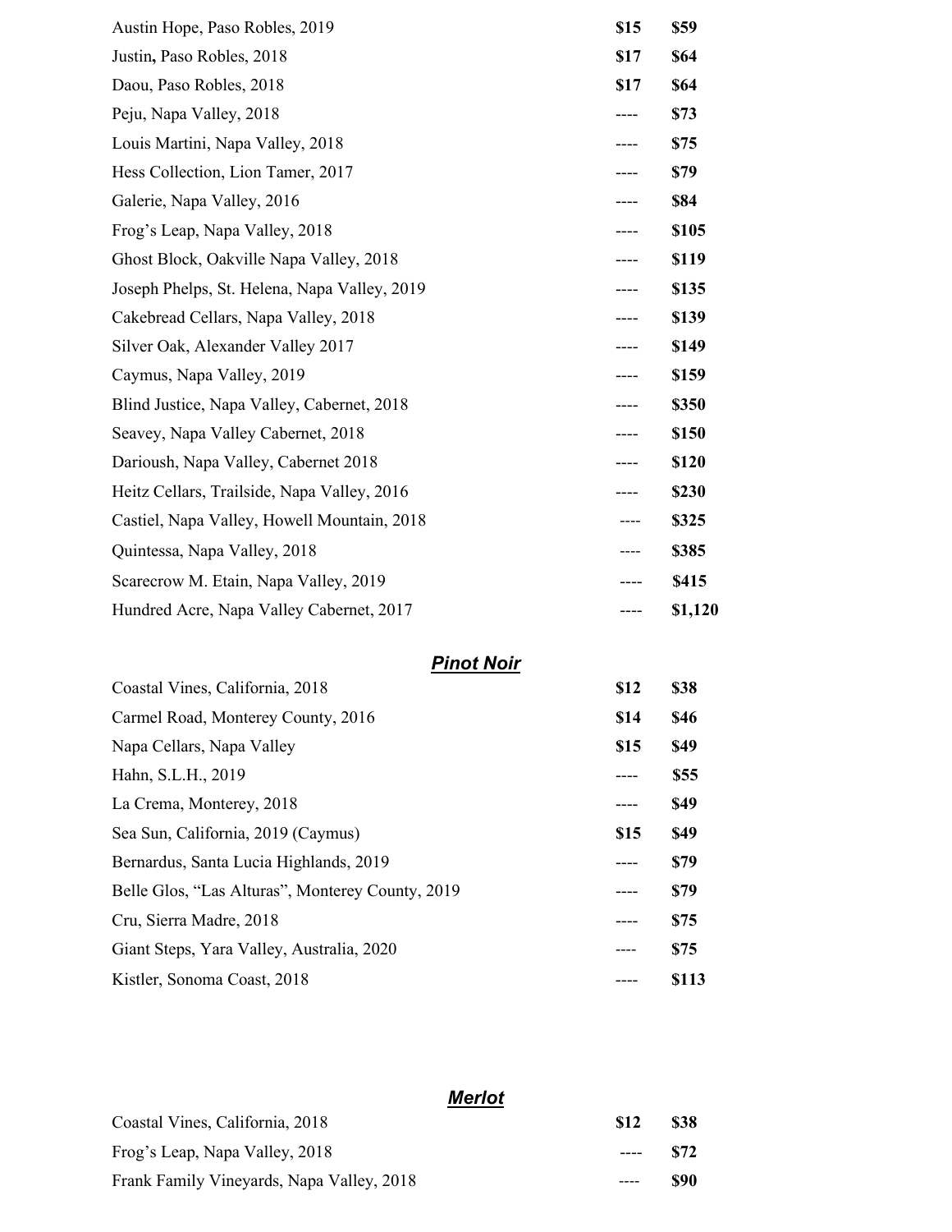| | | |
|---|---|---|
| Austin Hope, Paso Robles, 2019 | **$15** | **$59** |
| Justin**,** Paso Robles, 2018 | **$17** | **$64** |
| Daou, Paso Robles, 2018 | **$17** | **$64** |
| Peju, Napa Valley, 2018 | ---- | **$73** |
| Louis Martini, Napa Valley, 2018 | ---- | **$75** |
| Hess Collection, Lion Tamer, 2017 | ---- | **$79** |
| Galerie, Napa Valley, 2016 | ---- | **$84** |
| Frog's Leap, Napa Valley, 2018 | ---- | **$105** |
| Ghost Block, Oakville Napa Valley, 2018 | ---- | **$119** |
| Joseph Phelps, St. Helena, Napa Valley, 2019 | ---- | **$135** |
| Cakebread Cellars, Napa Valley, 2018 | ---- | **$139** |
| Silver Oak, Alexander Valley 2017 | ---- | **$149** |
| Caymus, Napa Valley, 2019 | ---- | **$159** |
| Blind Justice, Napa Valley, Cabernet, 2018 | ---- | **$350** |
| Seavey, Napa Valley Cabernet, 2018 | ---- | **$150** |
| Darioush, Napa Valley, Cabernet 2018 | ---- | **$120** |
| Heitz Cellars, Trailside, Napa Valley, 2016 | ---- | **$230** |
| Castiel, Napa Valley, Howell Mountain, 2018 | ---- | **$325** |
| Quintessa, Napa Valley, 2018 | ---- | **$385** |
| Scarecrow M. Etain, Napa Valley, 2019 | ---- | **$415** |
| Hundred Acre, Napa Valley Cabernet, 2017 | ---- | **$1,120** |

## ***Pinot Noir***

| | | |
|---|---|---|
| Coastal Vines, California, 2018 | **$12** | **$38** |
| Carmel Road, Monterey County, 2016 | **$14** | **$46** |
| Napa Cellars, Napa Valley | **$15** | **$49** |
| Hahn, S.L.H., 2019 | ---- | **$55** |
| La Crema, Monterey, 2018 | ---- | **$49** |
| Sea Sun, California, 2019 (Caymus) | **$15** | **$49** |
| Bernardus, Santa Lucia Highlands, 2019 | ---- | **$79** |
| Belle Glos, "Las Alturas", Monterey County, 2019 | ---- | **$79** |
| Cru, Sierra Madre, 2018 | ---- | **$75** |
| Giant Steps, Yara Valley, Australia, 2020 | ---- | **$75** |
| Kistler, Sonoma Coast, 2018 | ---- | **$113** |

## ***Merlot***

| | | |
|---|---|---|
| Coastal Vines, California, 2018 | **$12** | **$38** |
| Frog's Leap, Napa Valley, 2018 | ---- | **$72** |
| Frank Family Vineyards, Napa Valley, 2018 | ---- | **$90** |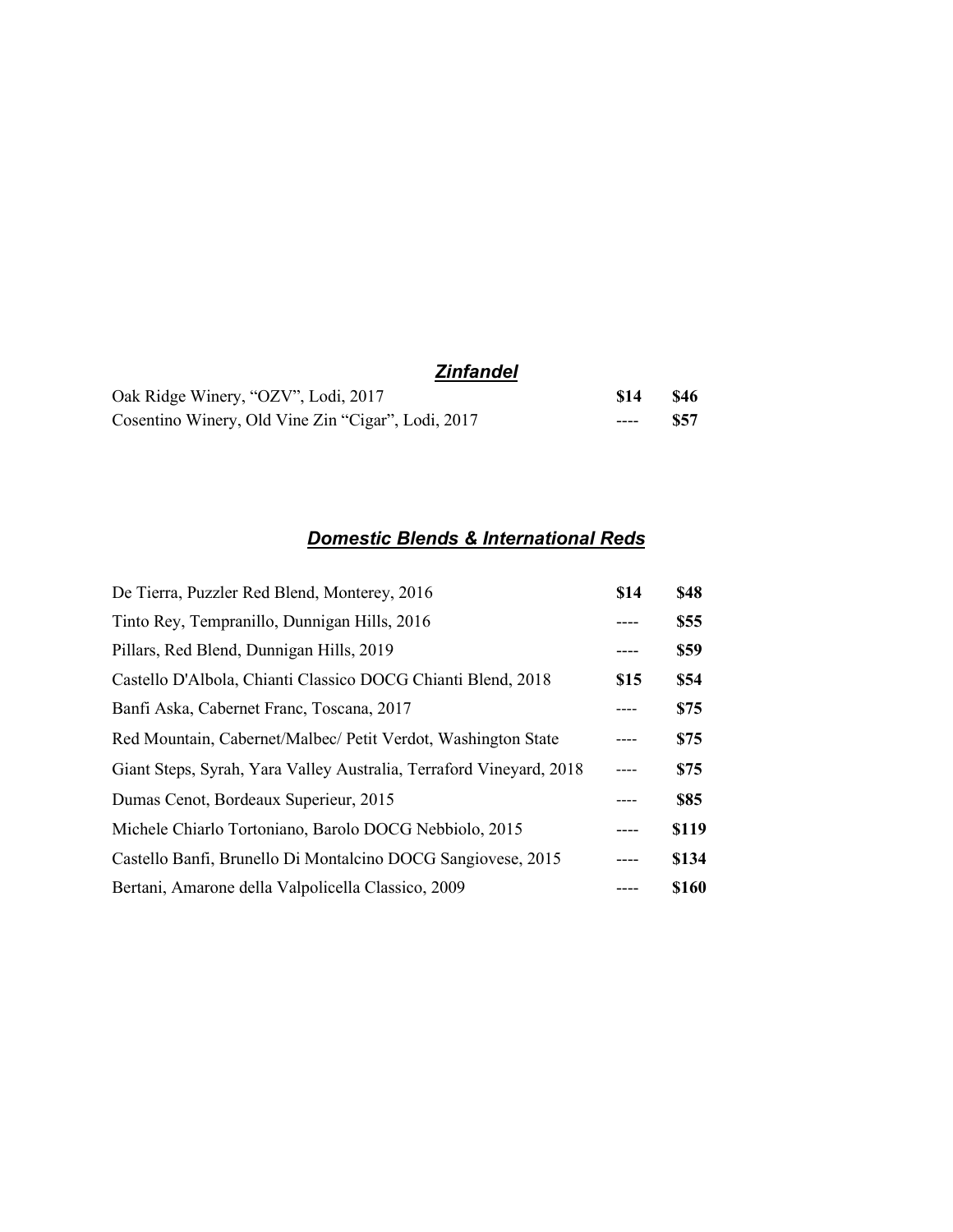## ***Zinfandel***

| | | |
|---|---|---|
| Oak Ridge Winery, "OZV", Lodi, 2017 | **$14** | **$46** |
| Cosentino Winery, Old Vine Zin "Cigar", Lodi, 2017 | ---- | **$57** |

## ***Domestic Blends & International Reds***

| | | |
|---|---|---|
| De Tierra, Puzzler Red Blend, Monterey, 2016 | **$14** | **$48** |
| Tinto Rey, Tempranillo, Dunnigan Hills, 2016 | ---- | **$55** |
| Pillars, Red Blend, Dunnigan Hills, 2019 | ---- | **$59** |
| Castello D'Albola, Chianti Classico DOCG Chianti Blend, 2018 | **$15** | **$54** |
| Banfi Aska, Cabernet Franc, Toscana, 2017 | ---- | **$75** |
| Red Mountain, Cabernet/Malbec/ Petit Verdot, Washington State | ---- | **$75** |
| Giant Steps, Syrah, Yara Valley Australia, Terraford Vineyard, 2018 | ---- | **$75** |
| Dumas Cenot, Bordeaux Superieur, 2015 | ---- | **$85** |
| Michele Chiarlo Tortoniano, Barolo DOCG Nebbiolo, 2015 | ---- | **$119** |
| Castello Banfi, Brunello Di Montalcino DOCG Sangiovese, 2015 | ---- | **$134** |
| Bertani, Amarone della Valpolicella Classico, 2009 | ---- | **$160** |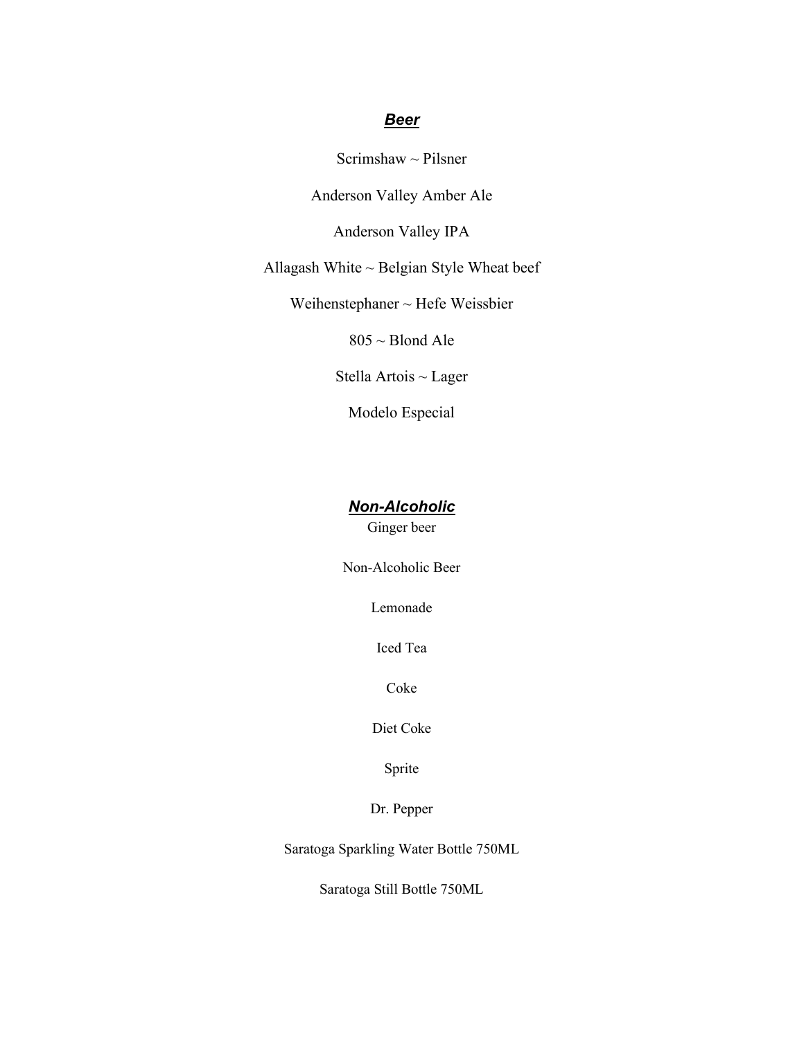## ***Beer***

Scrimshaw ~ Pilsner

Anderson Valley Amber Ale

Anderson Valley IPA

Allagash White ~ Belgian Style Wheat beef

Weihenstephaner ~ Hefe Weissbier

805 ~ Blond Ale

Stella Artois ~ Lager

Modelo Especial

## ***Non-Alcoholic***

Ginger beer

Non-Alcoholic Beer

Lemonade

Iced Tea

Coke

Diet Coke

Sprite

Dr. Pepper

Saratoga Sparkling Water Bottle 750ML

Saratoga Still Bottle 750ML